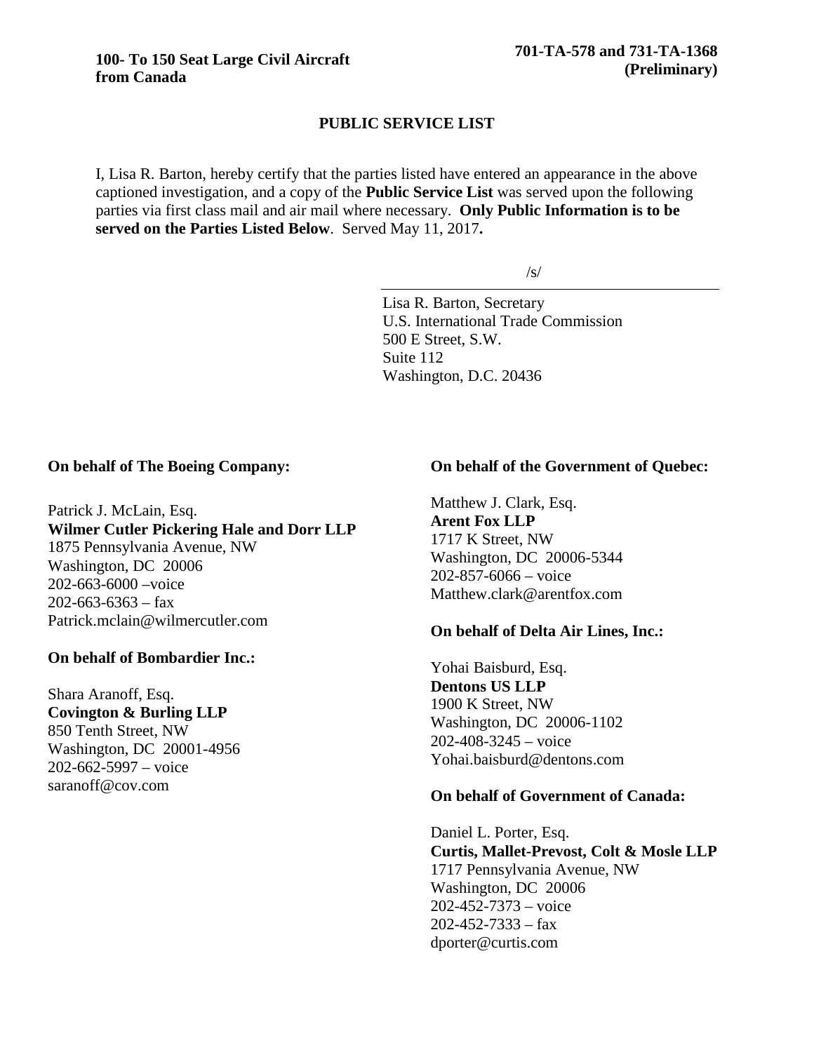**100- To 150 Seat Large Civil Aircraft from Canada**

**701-TA-578 and 731-TA-1368 (Preliminary)**

## PUBLIC SERVICE LIST

I, Lisa R. Barton, hereby certify that the parties listed have entered an appearance in the above captioned investigation, and a copy of the **Public Service List** was served upon the following parties via first class mail and air mail where necessary. **Only Public Information is to be served on the Parties Listed Below**. Served May 11, 2017**.**

/s/

Lisa R. Barton, Secretary
U.S. International Trade Commission
500 E Street, S.W.
Suite 112
Washington, D.C. 20436

**On behalf of The Boeing Company:**

Patrick J. McLain, Esq.
**Wilmer Cutler Pickering Hale and Dorr LLP**
1875 Pennsylvania Avenue, NW
Washington, DC 20006
202-663-6000 –voice
202-663-6363 – fax
Patrick.mclain@wilmercutler.com

**On behalf of Bombardier Inc.:**

Shara Aranoff, Esq.
**Covington & Burling LLP**
850 Tenth Street, NW
Washington, DC 20001-4956
202-662-5997 – voice
saranoff@cov.com

**On behalf of the Government of Quebec:**

Matthew J. Clark, Esq.
**Arent Fox LLP**
1717 K Street, NW
Washington, DC 20006-5344
202-857-6066 – voice
Matthew.clark@arentfox.com

**On behalf of Delta Air Lines, Inc.:**

Yohai Baisburd, Esq.
**Dentons US LLP**
1900 K Street, NW
Washington, DC 20006-1102
202-408-3245 – voice
Yohai.baisburd@dentons.com

**On behalf of Government of Canada:**

Daniel L. Porter, Esq.
**Curtis, Mallet-Prevost, Colt & Mosle LLP**
1717 Pennsylvania Avenue, NW
Washington, DC 20006
202-452-7373 – voice
202-452-7333 – fax
dporter@curtis.com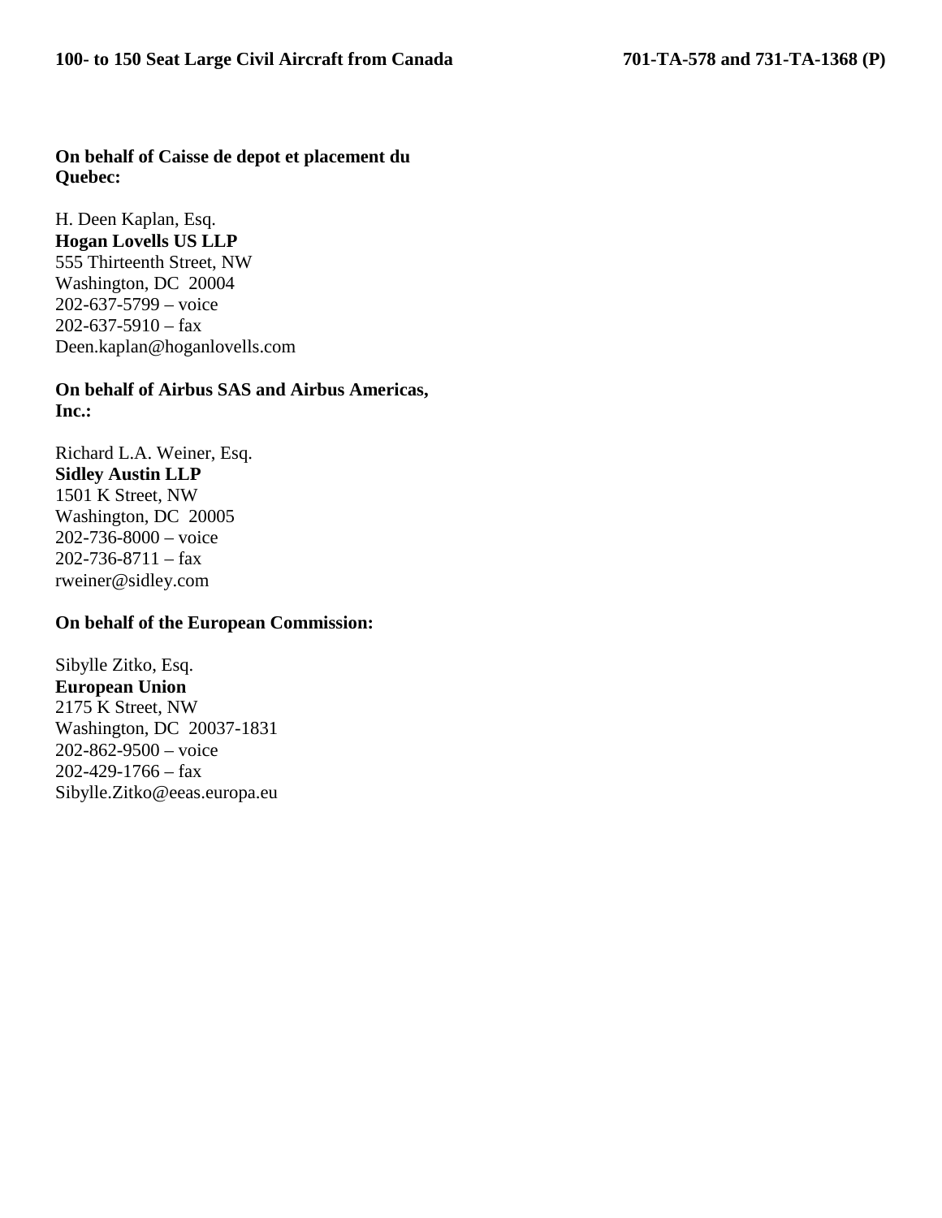**On behalf of Caisse de depot et placement du Quebec:**

H. Deen Kaplan, Esq.
**Hogan Lovells US LLP**
555 Thirteenth Street, NW
Washington, DC 20004
202-637-5799 – voice
202-637-5910 – fax
Deen.kaplan@hoganlovells.com

**On behalf of Airbus SAS and Airbus Americas, Inc.:**

Richard L.A. Weiner, Esq.
**Sidley Austin LLP**
1501 K Street, NW
Washington, DC 20005
202-736-8000 – voice
202-736-8711 – fax
rweiner@sidley.com

**On behalf of the European Commission:**

Sibylle Zitko, Esq.
**European Union**
2175 K Street, NW
Washington, DC 20037-1831
202-862-9500 – voice
202-429-1766 – fax
Sibylle.Zitko@eeas.europa.eu